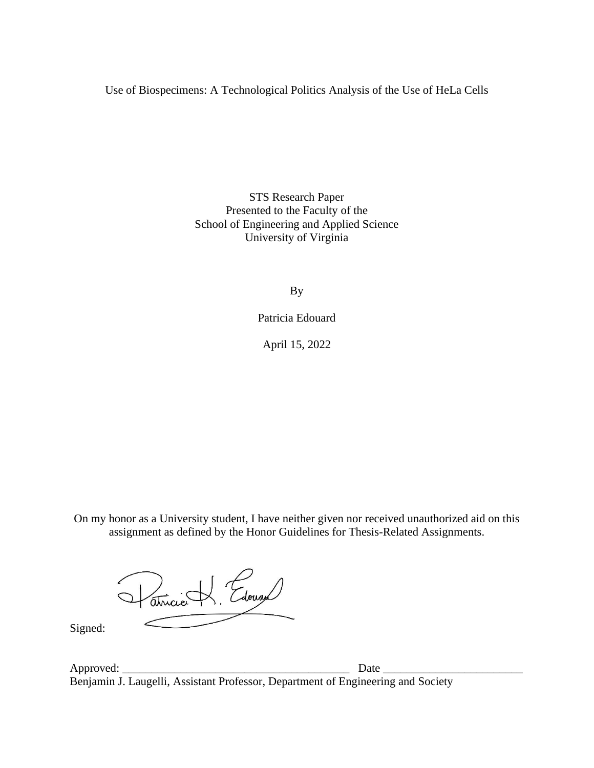# Use of Biospecimens: A Technological Politics Analysis of the Use of HeLa Cells

STS Research Paper
Presented to the Faculty of the
School of Engineering and Applied Science
University of Virginia

By

Patricia Edouard

April 15, 2022

On my honor as a University student, I have neither given nor received unauthorized aid on this assignment as defined by the Honor Guidelines for Thesis-Related Assignments.

Signed: Patricia K. Edouard

Approved: _______________________________________ Date ________________________
Benjamin J. Laugelli, Assistant Professor, Department of Engineering and Society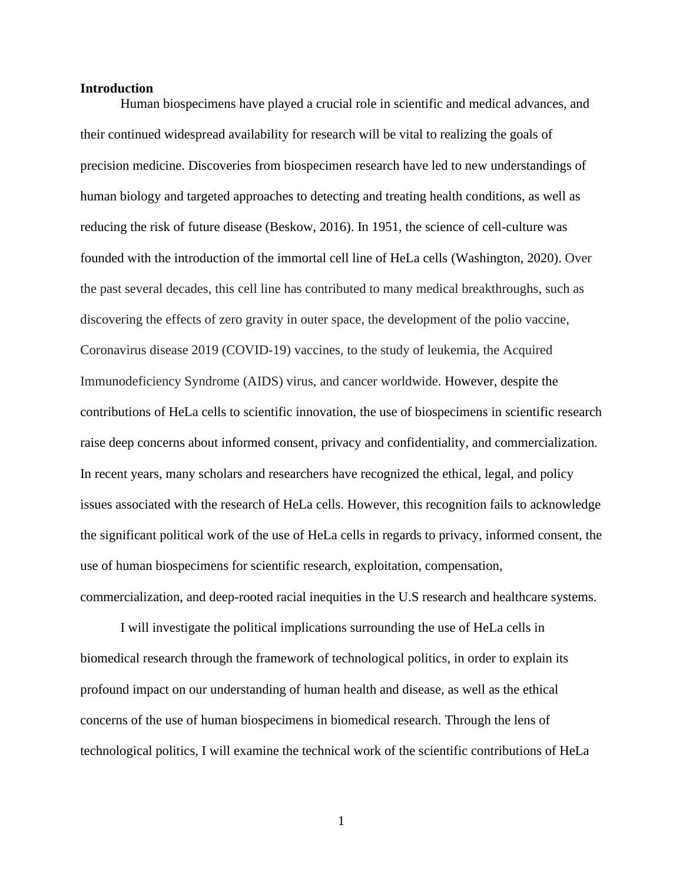**Introduction**

Human biospecimens have played a crucial role in scientific and medical advances, and their continued widespread availability for research will be vital to realizing the goals of precision medicine. Discoveries from biospecimen research have led to new understandings of human biology and targeted approaches to detecting and treating health conditions, as well as reducing the risk of future disease (Beskow, 2016). In 1951, the science of cell-culture was founded with the introduction of the immortal cell line of HeLa cells (Washington, 2020). Over the past several decades, this cell line has contributed to many medical breakthroughs, such as discovering the effects of zero gravity in outer space, the development of the polio vaccine, Coronavirus disease 2019 (COVID-19) vaccines, to the study of leukemia, the Acquired Immunodeficiency Syndrome (AIDS) virus, and cancer worldwide. However, despite the contributions of HeLa cells to scientific innovation, the use of biospecimens in scientific research raise deep concerns about informed consent, privacy and confidentiality, and commercialization. In recent years, many scholars and researchers have recognized the ethical, legal, and policy issues associated with the research of HeLa cells. However, this recognition fails to acknowledge the significant political work of the use of HeLa cells in regards to privacy, informed consent, the use of human biospecimens for scientific research, exploitation, compensation, commercialization, and deep-rooted racial inequities in the U.S research and healthcare systems.

I will investigate the political implications surrounding the use of HeLa cells in biomedical research through the framework of technological politics, in order to explain its profound impact on our understanding of human health and disease, as well as the ethical concerns of the use of human biospecimens in biomedical research. Through the lens of technological politics, I will examine the technical work of the scientific contributions of HeLa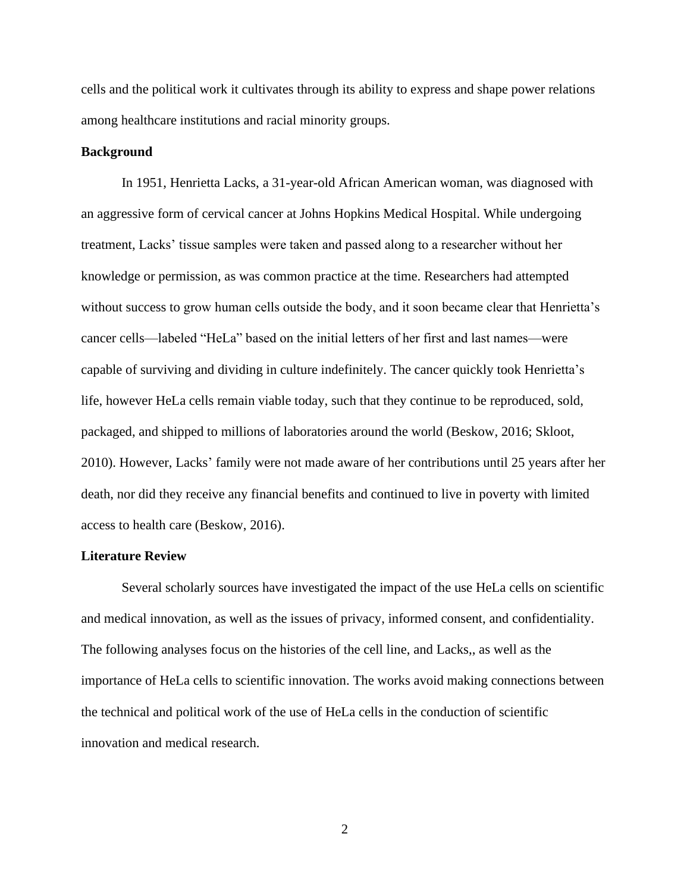cells and the political work it cultivates through its ability to express and shape power relations among healthcare institutions and racial minority groups.

## Background

In 1951, Henrietta Lacks, a 31-year-old African American woman, was diagnosed with an aggressive form of cervical cancer at Johns Hopkins Medical Hospital. While undergoing treatment, Lacks' tissue samples were taken and passed along to a researcher without her knowledge or permission, as was common practice at the time. Researchers had attempted without success to grow human cells outside the body, and it soon became clear that Henrietta's cancer cells—labeled "HeLa" based on the initial letters of her first and last names—were capable of surviving and dividing in culture indefinitely. The cancer quickly took Henrietta's life, however HeLa cells remain viable today, such that they continue to be reproduced, sold, packaged, and shipped to millions of laboratories around the world (Beskow, 2016; Skloot, 2010). However, Lacks' family were not made aware of her contributions until 25 years after her death, nor did they receive any financial benefits and continued to live in poverty with limited access to health care (Beskow, 2016).

## Literature Review

Several scholarly sources have investigated the impact of the use HeLa cells on scientific and medical innovation, as well as the issues of privacy, informed consent, and confidentiality. The following analyses focus on the histories of the cell line, and Lacks,, as well as the importance of HeLa cells to scientific innovation. The works avoid making connections between the technical and political work of the use of HeLa cells in the conduction of scientific innovation and medical research.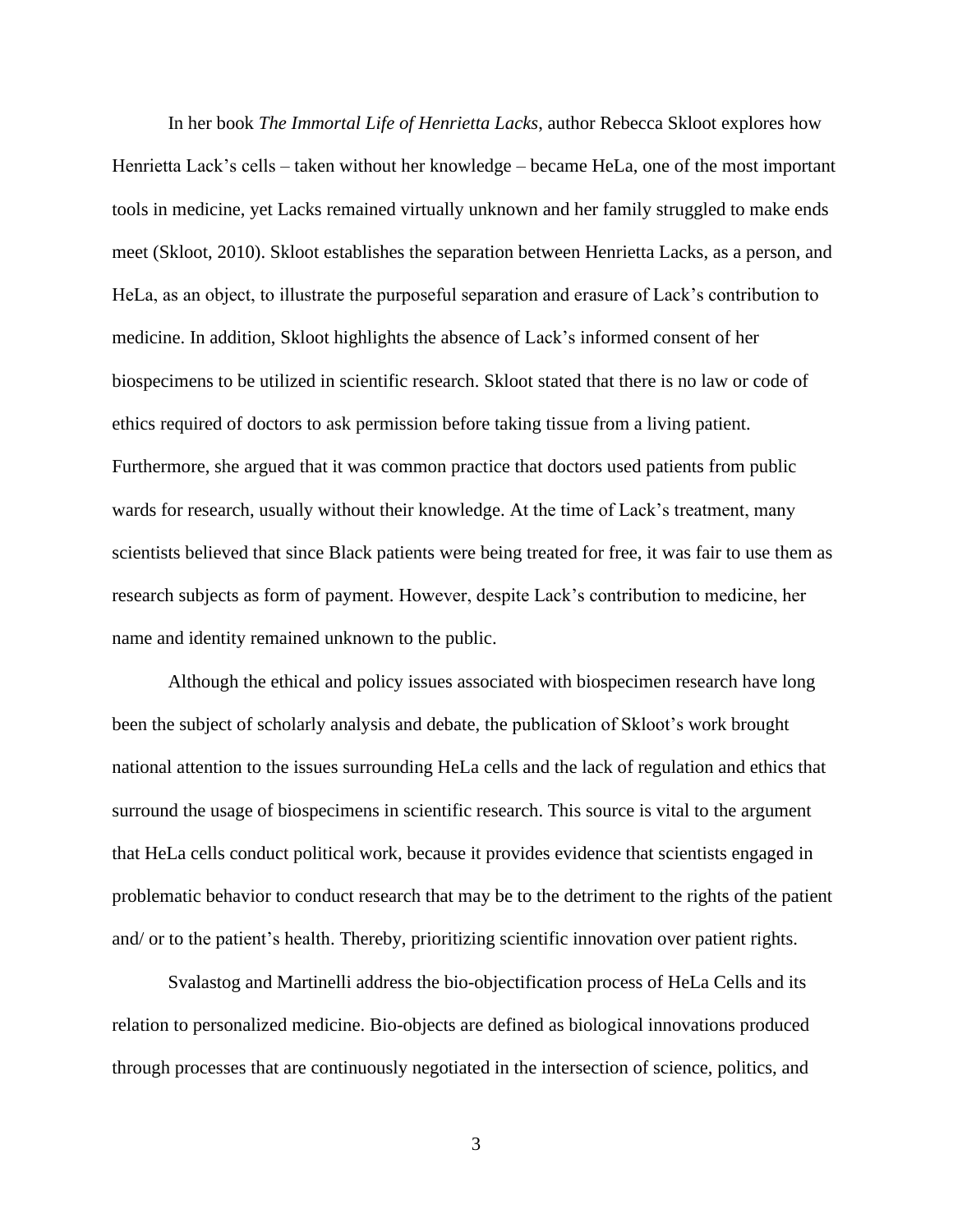In her book *The Immortal Life of Henrietta Lacks*, author Rebecca Skloot explores how Henrietta Lack's cells – taken without her knowledge – became HeLa, one of the most important tools in medicine, yet Lacks remained virtually unknown and her family struggled to make ends meet (Skloot, 2010). Skloot establishes the separation between Henrietta Lacks, as a person, and HeLa, as an object, to illustrate the purposeful separation and erasure of Lack's contribution to medicine. In addition, Skloot highlights the absence of Lack's informed consent of her biospecimens to be utilized in scientific research. Skloot stated that there is no law or code of ethics required of doctors to ask permission before taking tissue from a living patient. Furthermore, she argued that it was common practice that doctors used patients from public wards for research, usually without their knowledge. At the time of Lack's treatment, many scientists believed that since Black patients were being treated for free, it was fair to use them as research subjects as form of payment. However, despite Lack's contribution to medicine, her name and identity remained unknown to the public.

Although the ethical and policy issues associated with biospecimen research have long been the subject of scholarly analysis and debate, the publication of Skloot's work brought national attention to the issues surrounding HeLa cells and the lack of regulation and ethics that surround the usage of biospecimens in scientific research. This source is vital to the argument that HeLa cells conduct political work, because it provides evidence that scientists engaged in problematic behavior to conduct research that may be to the detriment to the rights of the patient and/ or to the patient's health. Thereby, prioritizing scientific innovation over patient rights.

Svalastog and Martinelli address the bio-objectification process of HeLa Cells and its relation to personalized medicine. Bio-objects are defined as biological innovations produced through processes that are continuously negotiated in the intersection of science, politics, and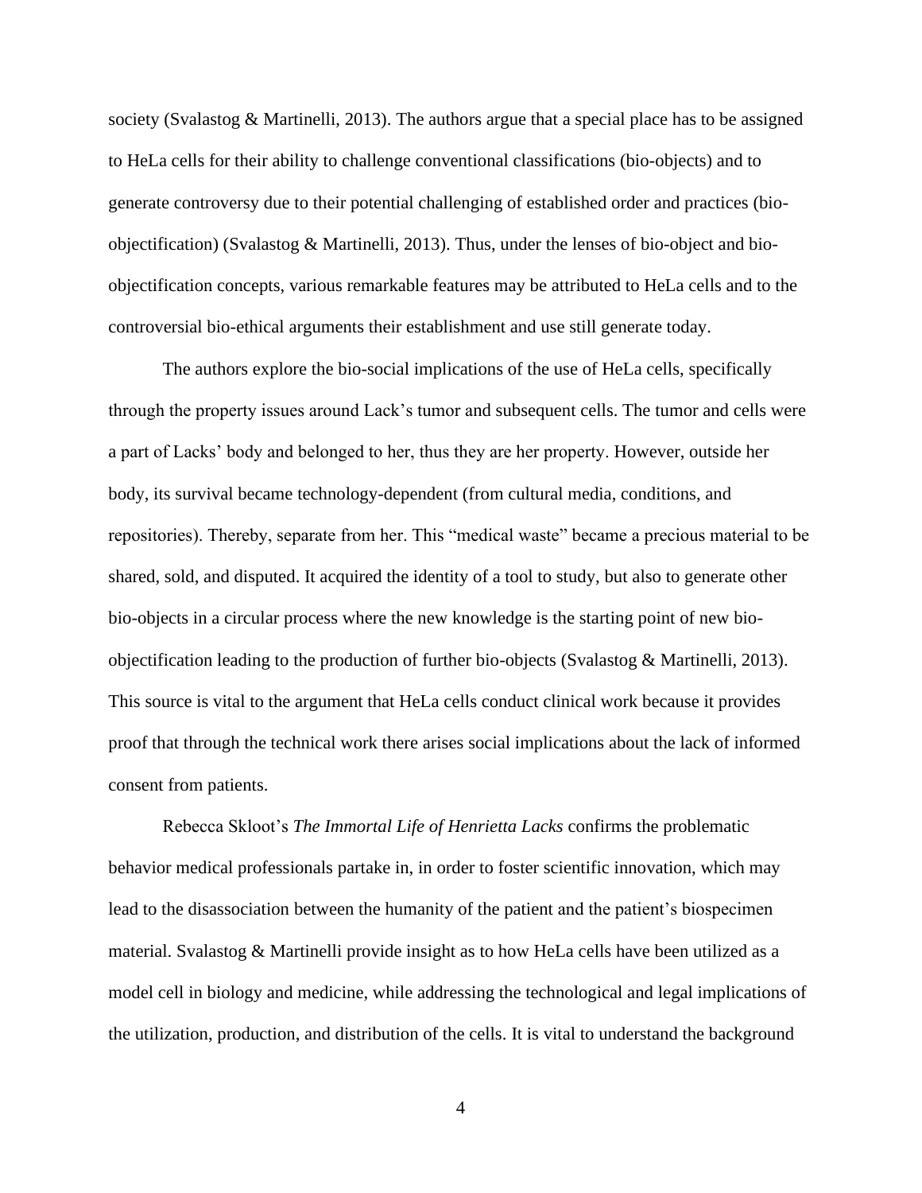society (Svalastog & Martinelli, 2013). The authors argue that a special place has to be assigned to HeLa cells for their ability to challenge conventional classifications (bio-objects) and to generate controversy due to their potential challenging of established order and practices (bio-objectification) (Svalastog & Martinelli, 2013). Thus, under the lenses of bio-object and bio-objectification concepts, various remarkable features may be attributed to HeLa cells and to the controversial bio-ethical arguments their establishment and use still generate today.

The authors explore the bio-social implications of the use of HeLa cells, specifically through the property issues around Lack's tumor and subsequent cells. The tumor and cells were a part of Lacks' body and belonged to her, thus they are her property. However, outside her body, its survival became technology-dependent (from cultural media, conditions, and repositories). Thereby, separate from her. This "medical waste" became a precious material to be shared, sold, and disputed. It acquired the identity of a tool to study, but also to generate other bio-objects in a circular process where the new knowledge is the starting point of new bio-objectification leading to the production of further bio-objects (Svalastog & Martinelli, 2013). This source is vital to the argument that HeLa cells conduct clinical work because it provides proof that through the technical work there arises social implications about the lack of informed consent from patients.

Rebecca Skloot's *The Immortal Life of Henrietta Lacks* confirms the problematic behavior medical professionals partake in, in order to foster scientific innovation, which may lead to the disassociation between the humanity of the patient and the patient's biospecimen material. Svalastog & Martinelli provide insight as to how HeLa cells have been utilized as a model cell in biology and medicine, while addressing the technological and legal implications of the utilization, production, and distribution of the cells. It is vital to understand the background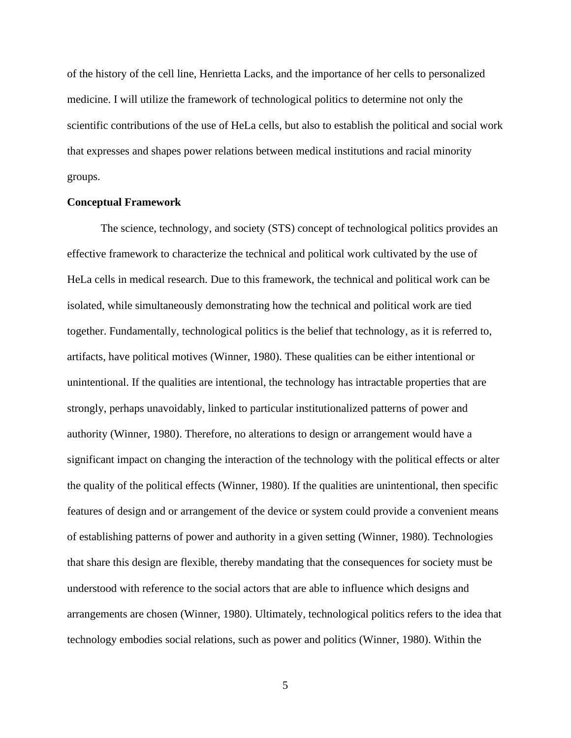of the history of the cell line, Henrietta Lacks, and the importance of her cells to personalized medicine. I will utilize the framework of technological politics to determine not only the scientific contributions of the use of HeLa cells, but also to establish the political and social work that expresses and shapes power relations between medical institutions and racial minority groups.

**Conceptual Framework**

The science, technology, and society (STS) concept of technological politics provides an effective framework to characterize the technical and political work cultivated by the use of HeLa cells in medical research. Due to this framework, the technical and political work can be isolated, while simultaneously demonstrating how the technical and political work are tied together. Fundamentally, technological politics is the belief that technology, as it is referred to, artifacts, have political motives (Winner, 1980). These qualities can be either intentional or unintentional. If the qualities are intentional, the technology has intractable properties that are strongly, perhaps unavoidably, linked to particular institutionalized patterns of power and authority (Winner, 1980). Therefore, no alterations to design or arrangement would have a significant impact on changing the interaction of the technology with the political effects or alter the quality of the political effects (Winner, 1980). If the qualities are unintentional, then specific features of design and or arrangement of the device or system could provide a convenient means of establishing patterns of power and authority in a given setting (Winner, 1980). Technologies that share this design are flexible, thereby mandating that the consequences for society must be understood with reference to the social actors that are able to influence which designs and arrangements are chosen (Winner, 1980). Ultimately, technological politics refers to the idea that technology embodies social relations, such as power and politics (Winner, 1980). Within the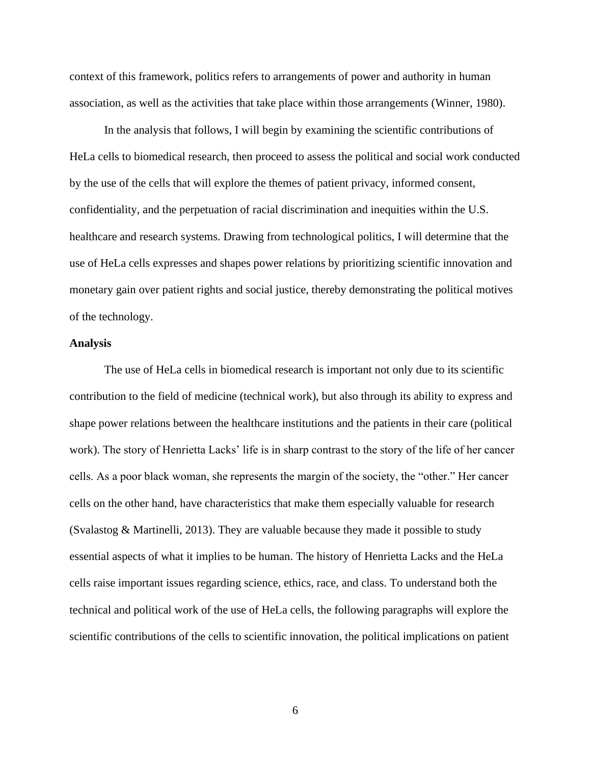context of this framework, politics refers to arrangements of power and authority in human association, as well as the activities that take place within those arrangements (Winner, 1980).

In the analysis that follows, I will begin by examining the scientific contributions of HeLa cells to biomedical research, then proceed to assess the political and social work conducted by the use of the cells that will explore the themes of patient privacy, informed consent, confidentiality, and the perpetuation of racial discrimination and inequities within the U.S. healthcare and research systems. Drawing from technological politics, I will determine that the use of HeLa cells expresses and shapes power relations by prioritizing scientific innovation and monetary gain over patient rights and social justice, thereby demonstrating the political motives of the technology.

**Analysis**

The use of HeLa cells in biomedical research is important not only due to its scientific contribution to the field of medicine (technical work), but also through its ability to express and shape power relations between the healthcare institutions and the patients in their care (political work). The story of Henrietta Lacks' life is in sharp contrast to the story of the life of her cancer cells. As a poor black woman, she represents the margin of the society, the "other." Her cancer cells on the other hand, have characteristics that make them especially valuable for research (Svalastog & Martinelli, 2013). They are valuable because they made it possible to study essential aspects of what it implies to be human. The history of Henrietta Lacks and the HeLa cells raise important issues regarding science, ethics, race, and class. To understand both the technical and political work of the use of HeLa cells, the following paragraphs will explore the scientific contributions of the cells to scientific innovation, the political implications on patient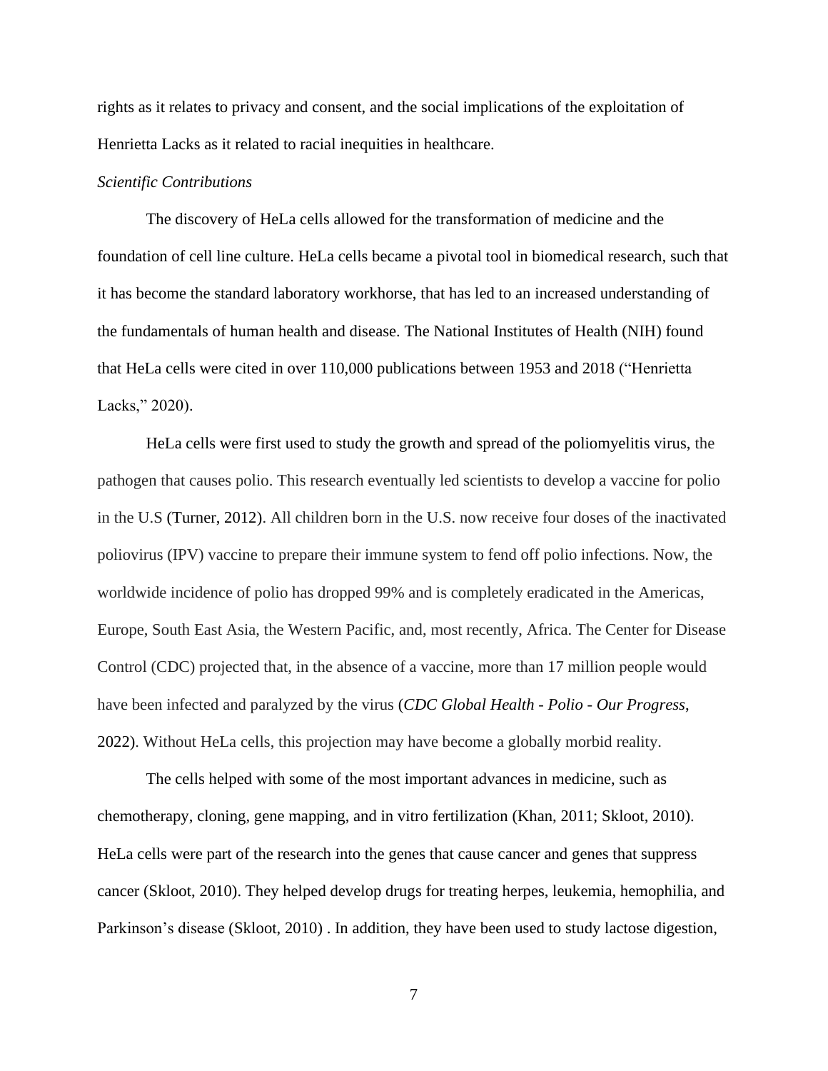rights as it relates to privacy and consent, and the social implications of the exploitation of Henrietta Lacks as it related to racial inequities in healthcare.

### *Scientific Contributions*

The discovery of HeLa cells allowed for the transformation of medicine and the foundation of cell line culture. HeLa cells became a pivotal tool in biomedical research, such that it has become the standard laboratory workhorse, that has led to an increased understanding of the fundamentals of human health and disease. The National Institutes of Health (NIH) found that HeLa cells were cited in over 110,000 publications between 1953 and 2018 ("Henrietta Lacks," 2020).

HeLa cells were first used to study the growth and spread of the poliomyelitis virus, the pathogen that causes polio. This research eventually led scientists to develop a vaccine for polio in the U.S (Turner, 2012). All children born in the U.S. now receive four doses of the inactivated poliovirus (IPV) vaccine to prepare their immune system to fend off polio infections. Now, the worldwide incidence of polio has dropped 99% and is completely eradicated in the Americas, Europe, South East Asia, the Western Pacific, and, most recently, Africa. The Center for Disease Control (CDC) projected that, in the absence of a vaccine, more than 17 million people would have been infected and paralyzed by the virus (*CDC Global Health - Polio - Our Progress*, 2022). Without HeLa cells, this projection may have become a globally morbid reality.

The cells helped with some of the most important advances in medicine, such as chemotherapy, cloning, gene mapping, and in vitro fertilization (Khan, 2011; Skloot, 2010). HeLa cells were part of the research into the genes that cause cancer and genes that suppress cancer (Skloot, 2010). They helped develop drugs for treating herpes, leukemia, hemophilia, and Parkinson's disease (Skloot, 2010) . In addition, they have been used to study lactose digestion,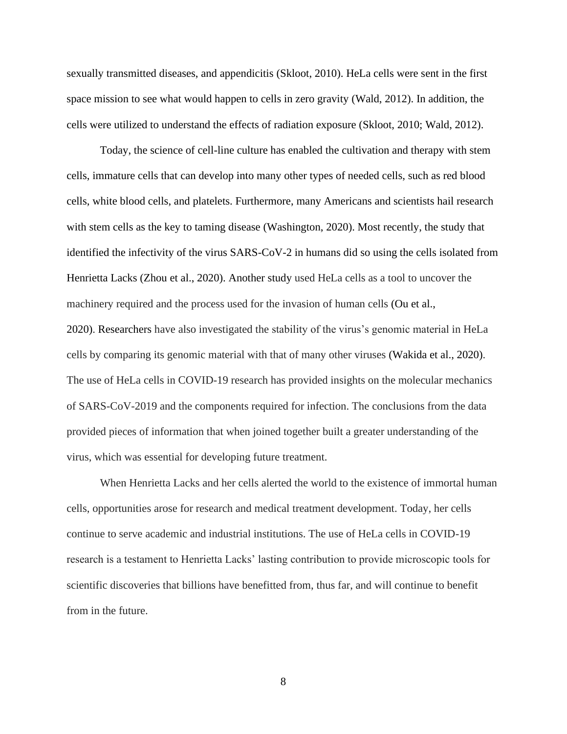sexually transmitted diseases, and appendicitis (Skloot, 2010). HeLa cells were sent in the first space mission to see what would happen to cells in zero gravity (Wald, 2012). In addition, the cells were utilized to understand the effects of radiation exposure (Skloot, 2010; Wald, 2012).

Today, the science of cell-line culture has enabled the cultivation and therapy with stem cells, immature cells that can develop into many other types of needed cells, such as red blood cells, white blood cells, and platelets. Furthermore, many Americans and scientists hail research with stem cells as the key to taming disease (Washington, 2020). Most recently, the study that identified the infectivity of the virus SARS-CoV-2 in humans did so using the cells isolated from Henrietta Lacks (Zhou et al., 2020). Another study used HeLa cells as a tool to uncover the machinery required and the process used for the invasion of human cells (Ou et al., 2020). Researchers have also investigated the stability of the virus's genomic material in HeLa cells by comparing its genomic material with that of many other viruses (Wakida et al., 2020). The use of HeLa cells in COVID-19 research has provided insights on the molecular mechanics of SARS-CoV-2019 and the components required for infection. The conclusions from the data provided pieces of information that when joined together built a greater understanding of the virus, which was essential for developing future treatment.

When Henrietta Lacks and her cells alerted the world to the existence of immortal human cells, opportunities arose for research and medical treatment development. Today, her cells continue to serve academic and industrial institutions. The use of HeLa cells in COVID-19 research is a testament to Henrietta Lacks' lasting contribution to provide microscopic tools for scientific discoveries that billions have benefitted from, thus far, and will continue to benefit from in the future.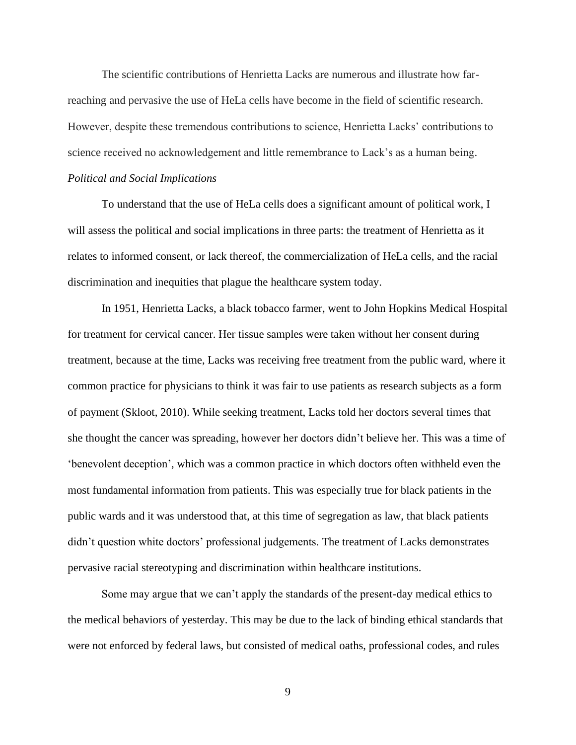The scientific contributions of Henrietta Lacks are numerous and illustrate how far-reaching and pervasive the use of HeLa cells have become in the field of scientific research. However, despite these tremendous contributions to science, Henrietta Lacks' contributions to science received no acknowledgement and little remembrance to Lack's as a human being.

*Political and Social Implications*

To understand that the use of HeLa cells does a significant amount of political work, I will assess the political and social implications in three parts: the treatment of Henrietta as it relates to informed consent, or lack thereof, the commercialization of HeLa cells, and the racial discrimination and inequities that plague the healthcare system today.

In 1951, Henrietta Lacks, a black tobacco farmer, went to John Hopkins Medical Hospital for treatment for cervical cancer. Her tissue samples were taken without her consent during treatment, because at the time, Lacks was receiving free treatment from the public ward, where it common practice for physicians to think it was fair to use patients as research subjects as a form of payment (Skloot, 2010). While seeking treatment, Lacks told her doctors several times that she thought the cancer was spreading, however her doctors didn't believe her. This was a time of 'benevolent deception', which was a common practice in which doctors often withheld even the most fundamental information from patients. This was especially true for black patients in the public wards and it was understood that, at this time of segregation as law, that black patients didn't question white doctors' professional judgements. The treatment of Lacks demonstrates pervasive racial stereotyping and discrimination within healthcare institutions.

Some may argue that we can't apply the standards of the present-day medical ethics to the medical behaviors of yesterday. This may be due to the lack of binding ethical standards that were not enforced by federal laws, but consisted of medical oaths, professional codes, and rules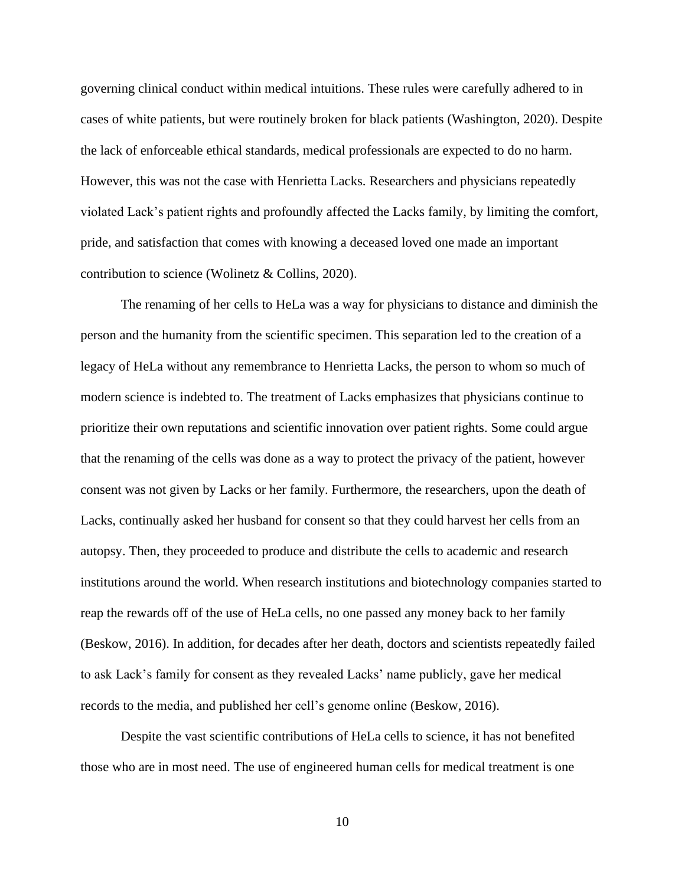governing clinical conduct within medical intuitions. These rules were carefully adhered to in cases of white patients, but were routinely broken for black patients (Washington, 2020). Despite the lack of enforceable ethical standards, medical professionals are expected to do no harm. However, this was not the case with Henrietta Lacks. Researchers and physicians repeatedly violated Lack's patient rights and profoundly affected the Lacks family, by limiting the comfort, pride, and satisfaction that comes with knowing a deceased loved one made an important contribution to science (Wolinetz & Collins, 2020).

The renaming of her cells to HeLa was a way for physicians to distance and diminish the person and the humanity from the scientific specimen. This separation led to the creation of a legacy of HeLa without any remembrance to Henrietta Lacks, the person to whom so much of modern science is indebted to. The treatment of Lacks emphasizes that physicians continue to prioritize their own reputations and scientific innovation over patient rights. Some could argue that the renaming of the cells was done as a way to protect the privacy of the patient, however consent was not given by Lacks or her family. Furthermore, the researchers, upon the death of Lacks, continually asked her husband for consent so that they could harvest her cells from an autopsy. Then, they proceeded to produce and distribute the cells to academic and research institutions around the world. When research institutions and biotechnology companies started to reap the rewards off of the use of HeLa cells, no one passed any money back to her family (Beskow, 2016). In addition, for decades after her death, doctors and scientists repeatedly failed to ask Lack's family for consent as they revealed Lacks' name publicly, gave her medical records to the media, and published her cell's genome online (Beskow, 2016).

Despite the vast scientific contributions of HeLa cells to science, it has not benefited those who are in most need. The use of engineered human cells for medical treatment is one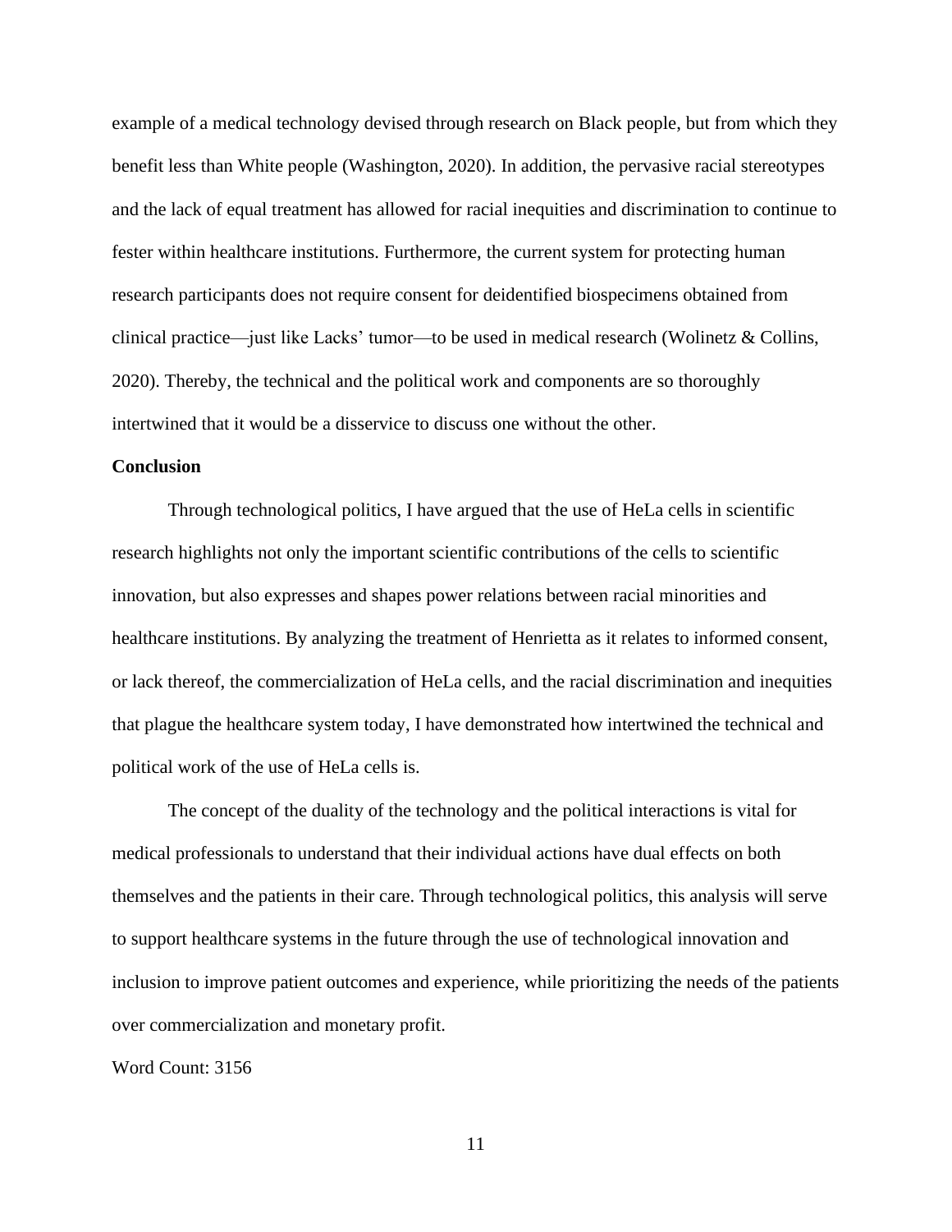example of a medical technology devised through research on Black people, but from which they benefit less than White people (Washington, 2020). In addition, the pervasive racial stereotypes and the lack of equal treatment has allowed for racial inequities and discrimination to continue to fester within healthcare institutions. Furthermore, the current system for protecting human research participants does not require consent for deidentified biospecimens obtained from clinical practice—just like Lacks' tumor—to be used in medical research (Wolinetz & Collins, 2020). Thereby, the technical and the political work and components are so thoroughly intertwined that it would be a disservice to discuss one without the other.

**Conclusion**

Through technological politics, I have argued that the use of HeLa cells in scientific research highlights not only the important scientific contributions of the cells to scientific innovation, but also expresses and shapes power relations between racial minorities and healthcare institutions. By analyzing the treatment of Henrietta as it relates to informed consent, or lack thereof, the commercialization of HeLa cells, and the racial discrimination and inequities that plague the healthcare system today, I have demonstrated how intertwined the technical and political work of the use of HeLa cells is.

The concept of the duality of the technology and the political interactions is vital for medical professionals to understand that their individual actions have dual effects on both themselves and the patients in their care. Through technological politics, this analysis will serve to support healthcare systems in the future through the use of technological innovation and inclusion to improve patient outcomes and experience, while prioritizing the needs of the patients over commercialization and monetary profit.

Word Count: 3156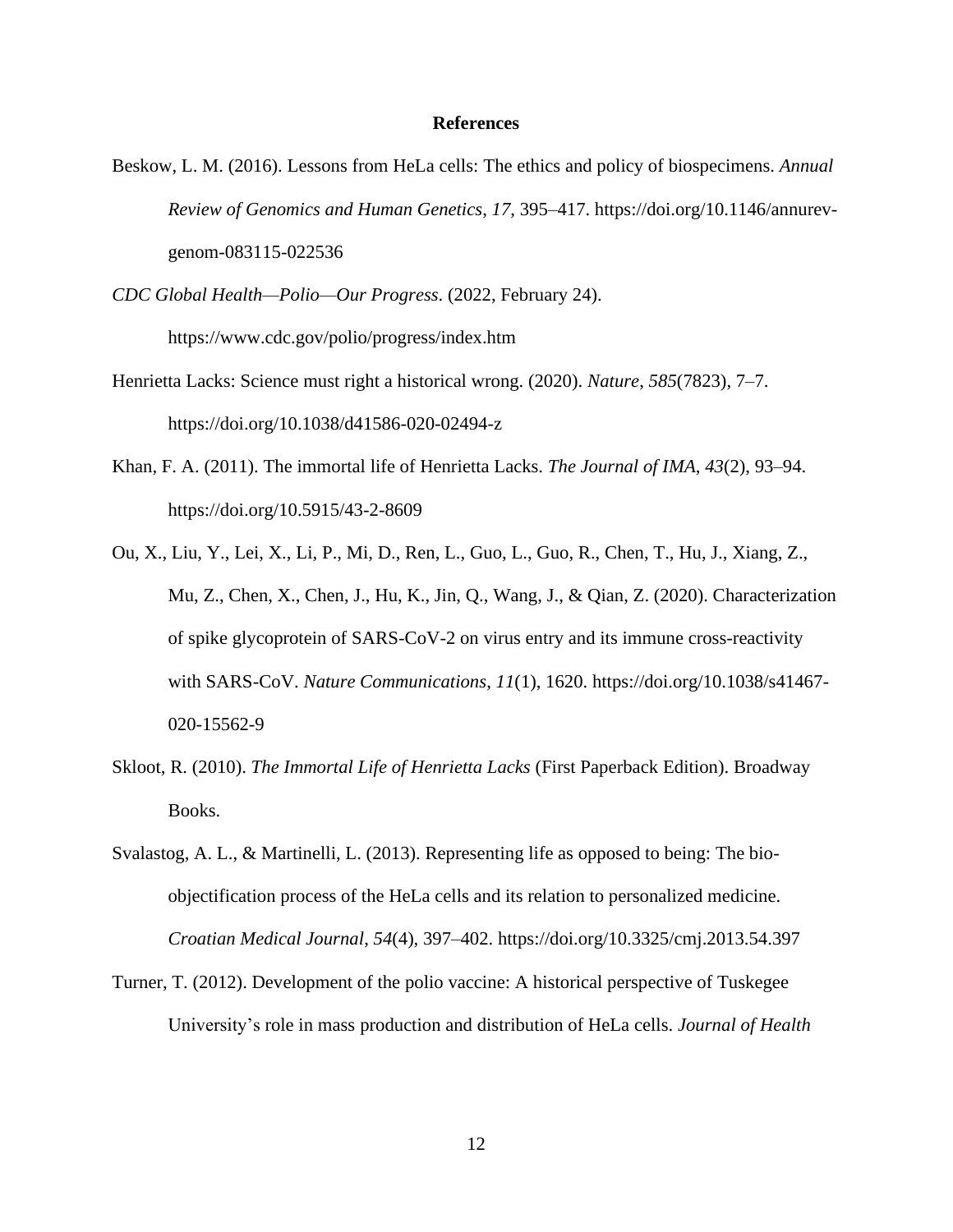## References

Beskow, L. M. (2016). Lessons from HeLa cells: The ethics and policy of biospecimens. *Annual Review of Genomics and Human Genetics*, *17*, 395–417. https://doi.org/10.1146/annurev-genom-083115-022536

*CDC Global Health—Polio—Our Progress*. (2022, February 24). https://www.cdc.gov/polio/progress/index.htm

Henrietta Lacks: Science must right a historical wrong. (2020). *Nature*, *585*(7823), 7–7. https://doi.org/10.1038/d41586-020-02494-z

Khan, F. A. (2011). The immortal life of Henrietta Lacks. *The Journal of IMA*, *43*(2), 93–94. https://doi.org/10.5915/43-2-8609

Ou, X., Liu, Y., Lei, X., Li, P., Mi, D., Ren, L., Guo, L., Guo, R., Chen, T., Hu, J., Xiang, Z., Mu, Z., Chen, X., Chen, J., Hu, K., Jin, Q., Wang, J., & Qian, Z. (2020). Characterization of spike glycoprotein of SARS-CoV-2 on virus entry and its immune cross-reactivity with SARS-CoV. *Nature Communications*, *11*(1), 1620. https://doi.org/10.1038/s41467-020-15562-9

Skloot, R. (2010). *The Immortal Life of Henrietta Lacks* (First Paperback Edition). Broadway Books.

Svalastog, A. L., & Martinelli, L. (2013). Representing life as opposed to being: The bio-objectification process of the HeLa cells and its relation to personalized medicine. *Croatian Medical Journal*, *54*(4), 397–402. https://doi.org/10.3325/cmj.2013.54.397

Turner, T. (2012). Development of the polio vaccine: A historical perspective of Tuskegee University's role in mass production and distribution of HeLa cells. *Journal of Health*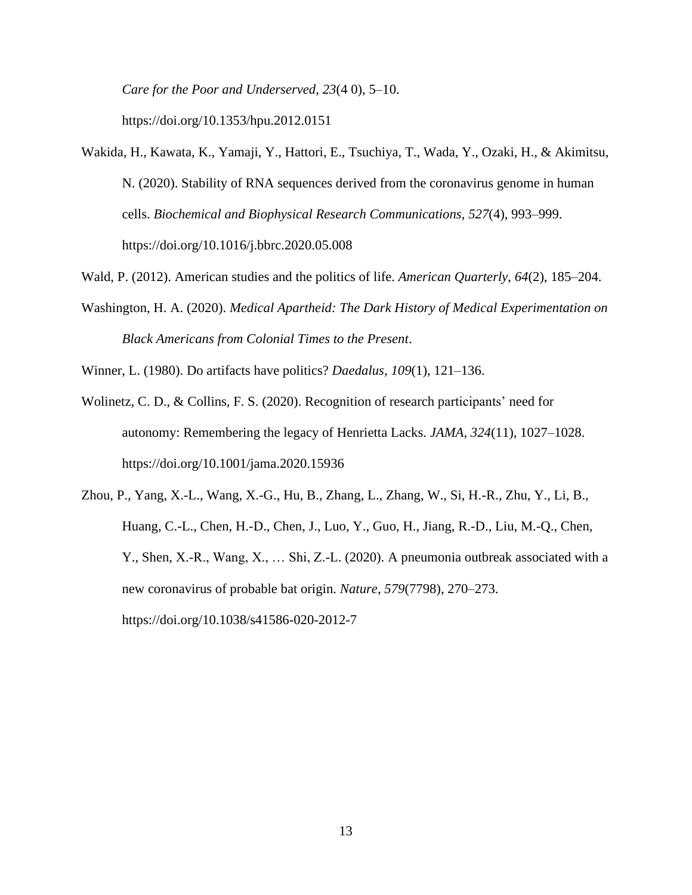*Care for the Poor and Underserved*, *23*(4 0), 5–10. https://doi.org/10.1353/hpu.2012.0151

Wakida, H., Kawata, K., Yamaji, Y., Hattori, E., Tsuchiya, T., Wada, Y., Ozaki, H., & Akimitsu, N. (2020). Stability of RNA sequences derived from the coronavirus genome in human cells. *Biochemical and Biophysical Research Communications*, *527*(4), 993–999. https://doi.org/10.1016/j.bbrc.2020.05.008

Wald, P. (2012). American studies and the politics of life. *American Quarterly*, *64*(2), 185–204.

Washington, H. A. (2020). *Medical Apartheid: The Dark History of Medical Experimentation on Black Americans from Colonial Times to the Present*.

Winner, L. (1980). Do artifacts have politics? *Daedalus*, *109*(1), 121–136.

Wolinetz, C. D., & Collins, F. S. (2020). Recognition of research participants' need for autonomy: Remembering the legacy of Henrietta Lacks. *JAMA*, *324*(11), 1027–1028. https://doi.org/10.1001/jama.2020.15936

Zhou, P., Yang, X.-L., Wang, X.-G., Hu, B., Zhang, L., Zhang, W., Si, H.-R., Zhu, Y., Li, B., Huang, C.-L., Chen, H.-D., Chen, J., Luo, Y., Guo, H., Jiang, R.-D., Liu, M.-Q., Chen, Y., Shen, X.-R., Wang, X., … Shi, Z.-L. (2020). A pneumonia outbreak associated with a new coronavirus of probable bat origin. *Nature*, *579*(7798), 270–273. https://doi.org/10.1038/s41586-020-2012-7